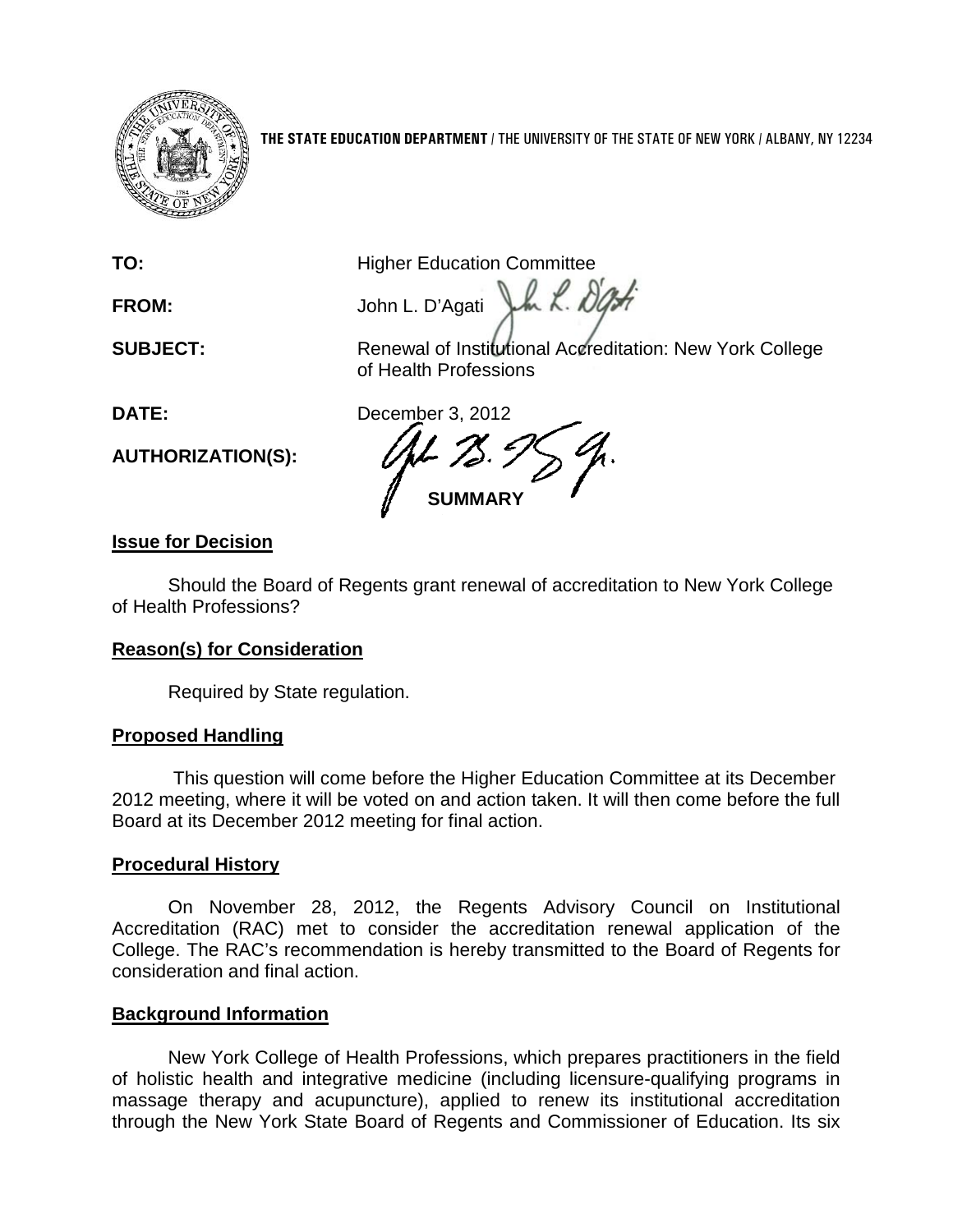**THE STATE EDUCATION DEPARTMENT** / THE UNIVERSITY OF THE STATE OF NEW YORK / ALBANY, NY 12234

**TO:** Higher Education Committee

**FROM:** John L. D'Agati

**SUBJECT:** Renewal of Institutional Accreditation: New York College of Health Professions

**DATE:** December 3, 2012

**AUTHORIZATION(S):**

**SUMMARY**

**Issue for Decision**

Should the Board of Regents grant renewal of accreditation to New York College of Health Professions?

**Reason(s) for Consideration**

Required by State regulation.

**Proposed Handling**

This question will come before the Higher Education Committee at its December 2012 meeting, where it will be voted on and action taken. It will then come before the full Board at its December 2012 meeting for final action.

**Procedural History**

On November 28, 2012, the Regents Advisory Council on Institutional Accreditation (RAC) met to consider the accreditation renewal application of the College. The RAC's recommendation is hereby transmitted to the Board of Regents for consideration and final action.

**Background Information**

New York College of Health Professions, which prepares practitioners in the field of holistic health and integrative medicine (including licensure-qualifying programs in massage therapy and acupuncture), applied to renew its institutional accreditation through the New York State Board of Regents and Commissioner of Education. Its six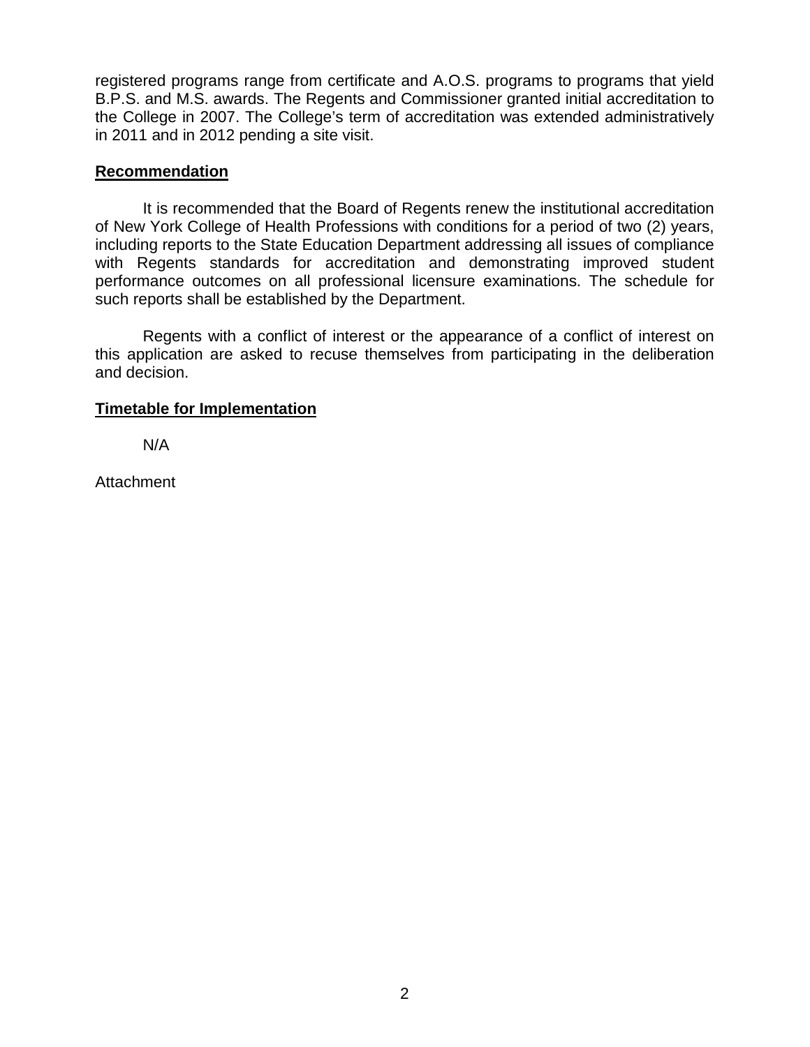registered programs range from certificate and A.O.S. programs to programs that yield B.P.S. and M.S. awards. The Regents and Commissioner granted initial accreditation to the College in 2007. The College's term of accreditation was extended administratively in 2011 and in 2012 pending a site visit.

**Recommendation**

It is recommended that the Board of Regents renew the institutional accreditation of New York College of Health Professions with conditions for a period of two (2) years, including reports to the State Education Department addressing all issues of compliance with Regents standards for accreditation and demonstrating improved student performance outcomes on all professional licensure examinations. The schedule for such reports shall be established by the Department.

Regents with a conflict of interest or the appearance of a conflict of interest on this application are asked to recuse themselves from participating in the deliberation and decision.

**Timetable for Implementation**

N/A

Attachment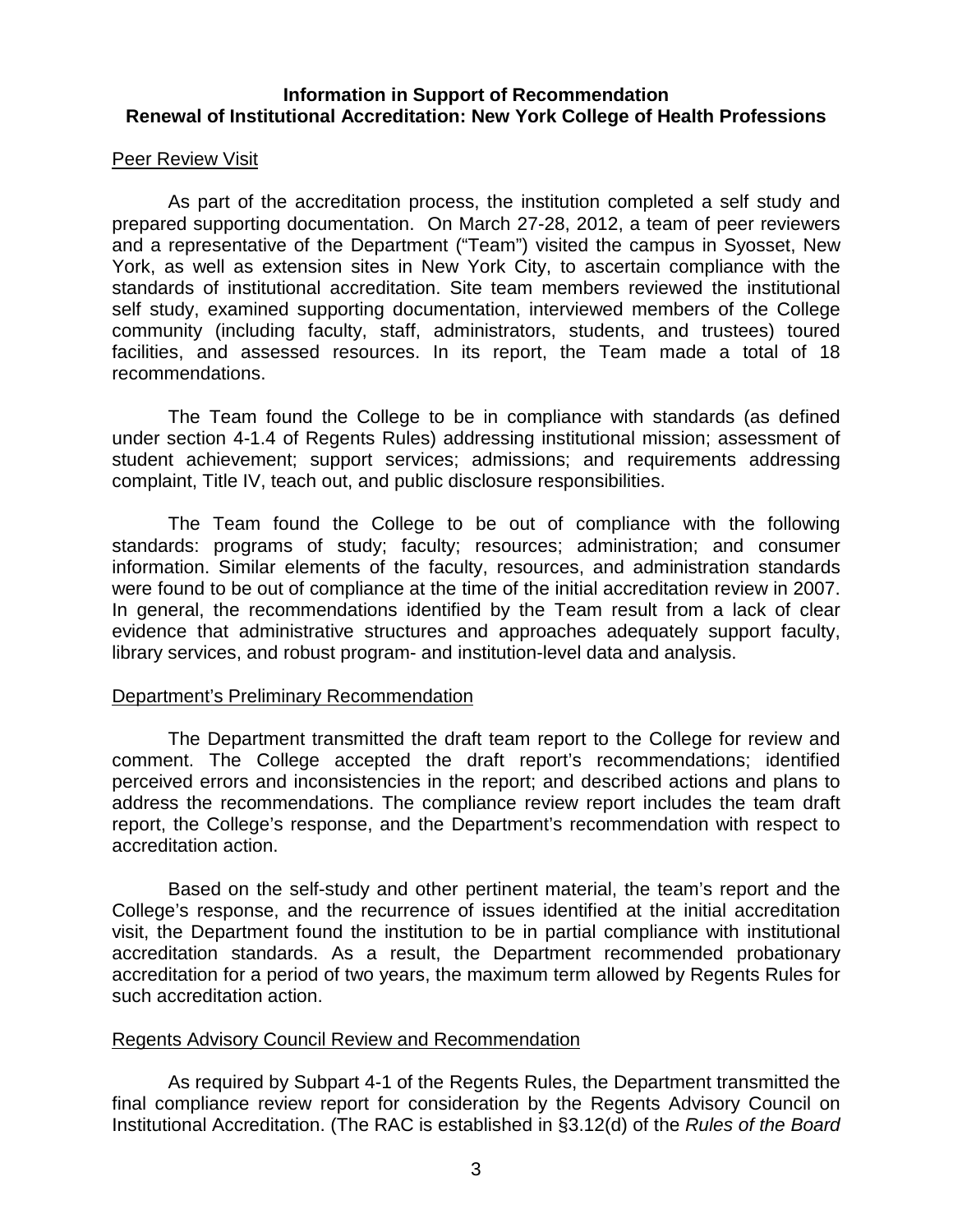**Information in Support of Recommendation**
**Renewal of Institutional Accreditation: New York College of Health Professions**

<u>Peer Review Visit</u>

As part of the accreditation process, the institution completed a self study and prepared supporting documentation. On March 27-28, 2012, a team of peer reviewers and a representative of the Department ("Team") visited the campus in Syosset, New York, as well as extension sites in New York City, to ascertain compliance with the standards of institutional accreditation. Site team members reviewed the institutional self study, examined supporting documentation, interviewed members of the College community (including faculty, staff, administrators, students, and trustees) toured facilities, and assessed resources. In its report, the Team made a total of 18 recommendations.

The Team found the College to be in compliance with standards (as defined under section 4-1.4 of Regents Rules) addressing institutional mission; assessment of student achievement; support services; admissions; and requirements addressing complaint, Title IV, teach out, and public disclosure responsibilities.

The Team found the College to be out of compliance with the following standards: programs of study; faculty; resources; administration; and consumer information. Similar elements of the faculty, resources, and administration standards were found to be out of compliance at the time of the initial accreditation review in 2007. In general, the recommendations identified by the Team result from a lack of clear evidence that administrative structures and approaches adequately support faculty, library services, and robust program- and institution-level data and analysis.

<u>Department's Preliminary Recommendation</u>

The Department transmitted the draft team report to the College for review and comment. The College accepted the draft report's recommendations; identified perceived errors and inconsistencies in the report; and described actions and plans to address the recommendations. The compliance review report includes the team draft report, the College's response, and the Department's recommendation with respect to accreditation action.

Based on the self-study and other pertinent material, the team's report and the College's response, and the recurrence of issues identified at the initial accreditation visit, the Department found the institution to be in partial compliance with institutional accreditation standards. As a result, the Department recommended probationary accreditation for a period of two years, the maximum term allowed by Regents Rules for such accreditation action.

<u>Regents Advisory Council Review and Recommendation</u>

As required by Subpart 4-1 of the Regents Rules, the Department transmitted the final compliance review report for consideration by the Regents Advisory Council on Institutional Accreditation. (The RAC is established in §3.12(d) of the *Rules of the Board*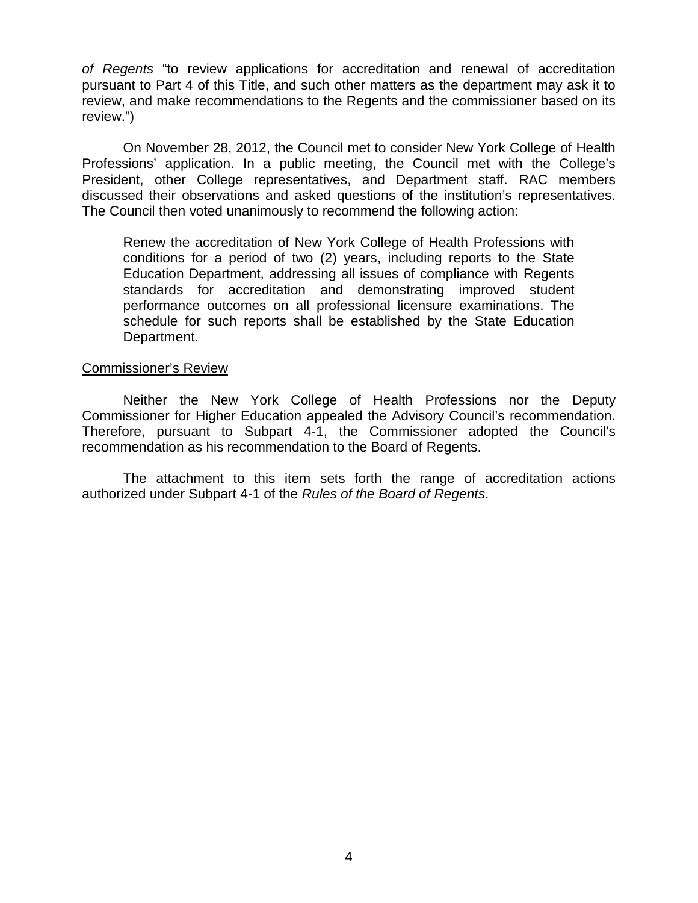*of Regents* "to review applications for accreditation and renewal of accreditation pursuant to Part 4 of this Title, and such other matters as the department may ask it to review, and make recommendations to the Regents and the commissioner based on its review.")

On November 28, 2012, the Council met to consider New York College of Health Professions' application. In a public meeting, the Council met with the College's President, other College representatives, and Department staff. RAC members discussed their observations and asked questions of the institution's representatives. The Council then voted unanimously to recommend the following action:

> Renew the accreditation of New York College of Health Professions with conditions for a period of two (2) years, including reports to the State Education Department, addressing all issues of compliance with Regents standards for accreditation and demonstrating improved student performance outcomes on all professional licensure examinations. The schedule for such reports shall be established by the State Education Department.

<u>Commissioner's Review</u>

Neither the New York College of Health Professions nor the Deputy Commissioner for Higher Education appealed the Advisory Council's recommendation. Therefore, pursuant to Subpart 4-1, the Commissioner adopted the Council's recommendation as his recommendation to the Board of Regents.

The attachment to this item sets forth the range of accreditation actions authorized under Subpart 4-1 of the *Rules of the Board of Regents*.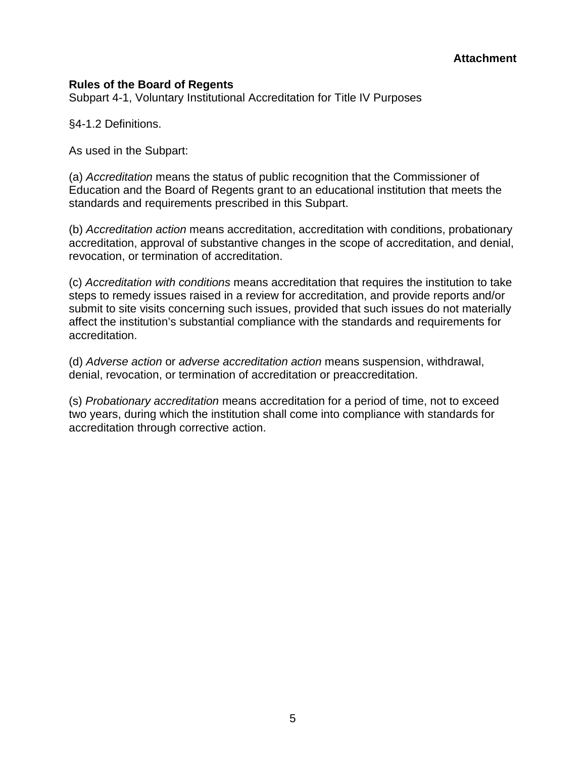**Attachment**

**Rules of the Board of Regents**
Subpart 4-1, Voluntary Institutional Accreditation for Title IV Purposes

§4-1.2 Definitions.

As used in the Subpart:

(a) *Accreditation* means the status of public recognition that the Commissioner of Education and the Board of Regents grant to an educational institution that meets the standards and requirements prescribed in this Subpart.

(b) *Accreditation action* means accreditation, accreditation with conditions, probationary accreditation, approval of substantive changes in the scope of accreditation, and denial, revocation, or termination of accreditation.

(c) *Accreditation with conditions* means accreditation that requires the institution to take steps to remedy issues raised in a review for accreditation, and provide reports and/or submit to site visits concerning such issues, provided that such issues do not materially affect the institution's substantial compliance with the standards and requirements for accreditation.

(d) *Adverse action* or *adverse accreditation action* means suspension, withdrawal, denial, revocation, or termination of accreditation or preaccreditation.

(s) *Probationary accreditation* means accreditation for a period of time, not to exceed two years, during which the institution shall come into compliance with standards for accreditation through corrective action.